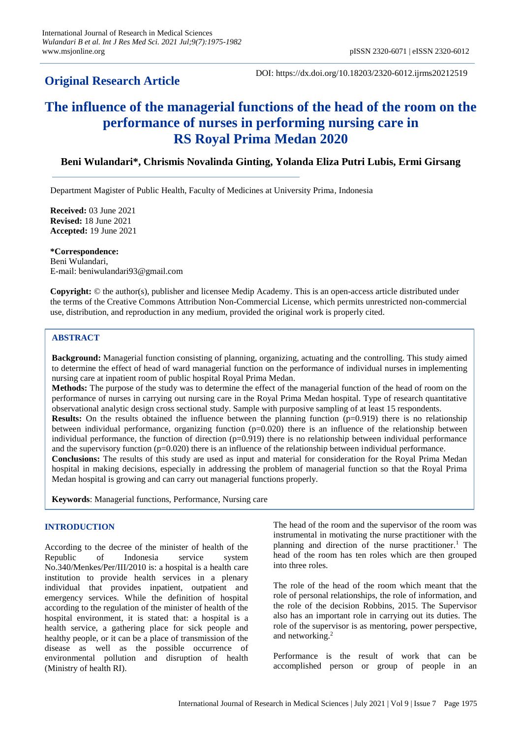**Original Research Article**

DOI: https://dx.doi.org/10.18203/2320-6012.ijrms20212519

# The influence of the managerial functions of the head of the room on the performance of nurses in performing nursing care in RS Royal Prima Medan 2020

**Beni Wulandari\*, Chrismis Novalinda Ginting, Yolanda Eliza Putri Lubis, Ermi Girsang**

Department Magister of Public Health, Faculty of Medicines at University Prima, Indonesia

**Received:** 03 June 2021
**Revised:** 18 June 2021
**Accepted:** 19 June 2021

**\*Correspondence:**
Beni Wulandari,
E-mail: beniwulandari93@gmail.com

**Copyright:** © the author(s), publisher and licensee Medip Academy. This is an open-access article distributed under the terms of the Creative Commons Attribution Non-Commercial License, which permits unrestricted non-commercial use, distribution, and reproduction in any medium, provided the original work is properly cited.

## ABSTRACT

**Background:** Managerial function consisting of planning, organizing, actuating and the controlling. This study aimed to determine the effect of head of ward managerial function on the performance of individual nurses in implementing nursing care at inpatient room of public hospital Royal Prima Medan.

**Methods:** The purpose of the study was to determine the effect of the managerial function of the head of room on the performance of nurses in carrying out nursing care in the Royal Prima Medan hospital. Type of research quantitative observational analytic design cross sectional study. Sample with purposive sampling of at least 15 respondents.

**Results:** On the results obtained the influence between the planning function ($p=0.919$) there is no relationship between individual performance, organizing function ($p=0.020$) there is an influence of the relationship between individual performance, the function of direction ($p=0.919$) there is no relationship between individual performance and the supervisory function ($p=0.020$) there is an influence of the relationship between individual performance.

**Conclusions:** The results of this study are used as input and material for consideration for the Royal Prima Medan hospital in making decisions, especially in addressing the problem of managerial function so that the Royal Prima Medan hospital is growing and can carry out managerial functions properly.

**Keywords**: Managerial functions, Performance, Nursing care

## INTRODUCTION

According to the decree of the minister of health of the Republic of Indonesia service system No.340/Menkes/Per/III/2010 is: a hospital is a health care institution to provide health services in a plenary individual that provides inpatient, outpatient and emergency services. While the definition of hospital according to the regulation of the minister of health of the hospital environment, it is stated that: a hospital is a health service, a gathering place for sick people and healthy people, or it can be a place of transmission of the disease as well as the possible occurrence of environmental pollution and disruption of health (Ministry of health RI).

The head of the room and the supervisor of the room was instrumental in motivating the nurse practitioner with the planning and direction of the nurse practitioner.[1] The head of the room has ten roles which are then grouped into three roles.

The role of the head of the room which meant that the role of personal relationships, the role of information, and the role of the decision Robbins, 2015. The Supervisor also has an important role in carrying out its duties. The role of the supervisor is as mentoring, power perspective, and networking.[2]

Performance is the result of work that can be accomplished person or group of people in an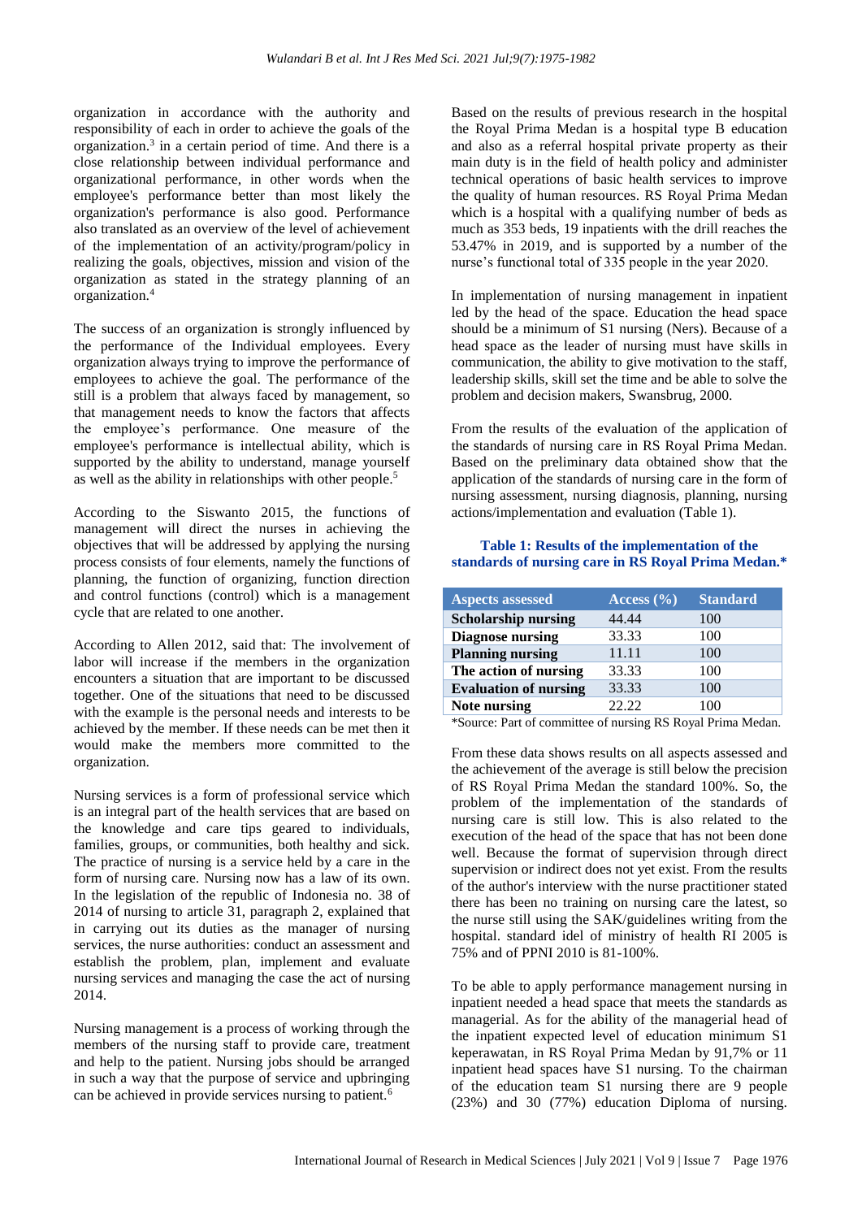organization in accordance with the authority and responsibility of each in order to achieve the goals of the organization.[3] in a certain period of time. And there is a close relationship between individual performance and organizational performance, in other words when the employee's performance better than most likely the organization's performance is also good. Performance also translated as an overview of the level of achievement of the implementation of an activity/program/policy in realizing the goals, objectives, mission and vision of the organization as stated in the strategy planning of an organization.[4]

The success of an organization is strongly influenced by the performance of the Individual employees. Every organization always trying to improve the performance of employees to achieve the goal. The performance of the still is a problem that always faced by management, so that management needs to know the factors that affects the employee's performance. One measure of the employee's performance is intellectual ability, which is supported by the ability to understand, manage yourself as well as the ability in relationships with other people.[5]

According to the Siswanto 2015, the functions of management will direct the nurses in achieving the objectives that will be addressed by applying the nursing process consists of four elements, namely the functions of planning, the function of organizing, function direction and control functions (control) which is a management cycle that are related to one another.

According to Allen 2012, said that: The involvement of labor will increase if the members in the organization encounters a situation that are important to be discussed together. One of the situations that need to be discussed with the example is the personal needs and interests to be achieved by the member. If these needs can be met then it would make the members more committed to the organization.

Nursing services is a form of professional service which is an integral part of the health services that are based on the knowledge and care tips geared to individuals, families, groups, or communities, both healthy and sick. The practice of nursing is a service held by a care in the form of nursing care. Nursing now has a law of its own. In the legislation of the republic of Indonesia no. 38 of 2014 of nursing to article 31, paragraph 2, explained that in carrying out its duties as the manager of nursing services, the nurse authorities: conduct an assessment and establish the problem, plan, implement and evaluate nursing services and managing the case the act of nursing 2014.

Nursing management is a process of working through the members of the nursing staff to provide care, treatment and help to the patient. Nursing jobs should be arranged in such a way that the purpose of service and upbringing can be achieved in provide services nursing to patient.[6]

Based on the results of previous research in the hospital the Royal Prima Medan is a hospital type B education and also as a referral hospital private property as their main duty is in the field of health policy and administer technical operations of basic health services to improve the quality of human resources. RS Royal Prima Medan which is a hospital with a qualifying number of beds as much as 353 beds, 19 inpatients with the drill reaches the 53.47% in 2019, and is supported by a number of the nurse's functional total of 335 people in the year 2020.

In implementation of nursing management in inpatient led by the head of the space. Education the head space should be a minimum of S1 nursing (Ners). Because of a head space as the leader of nursing must have skills in communication, the ability to give motivation to the staff, leadership skills, skill set the time and be able to solve the problem and decision makers, Swansbrug, 2000.

From the results of the evaluation of the application of the standards of nursing care in RS Royal Prima Medan. Based on the preliminary data obtained show that the application of the standards of nursing care in the form of nursing assessment, nursing diagnosis, planning, nursing actions/implementation and evaluation (Table 1).

**Table 1: Results of the implementation of the standards of nursing care in RS Royal Prima Medan.***

| Aspects assessed | Access (%) | Standard |
|---|---|---|
| **Scholarship nursing** | 44.44 | 100 |
| **Diagnose nursing** | 33.33 | 100 |
| **Planning nursing** | 11.11 | 100 |
| **The action of nursing** | 33.33 | 100 |
| **Evaluation of nursing** | 33.33 | 100 |
| **Note nursing** | 22.22 | 100 |

*Source: Part of committee of nursing RS Royal Prima Medan.

From these data shows results on all aspects assessed and the achievement of the average is still below the precision of RS Royal Prima Medan the standard 100%. So, the problem of the implementation of the standards of nursing care is still low. This is also related to the execution of the head of the space that has not been done well. Because the format of supervision through direct supervision or indirect does not yet exist. From the results of the author's interview with the nurse practitioner stated there has been no training on nursing care the latest, so the nurse still using the SAK/guidelines writing from the hospital. standard idel of ministry of health RI 2005 is 75% and of PPNI 2010 is 81-100%.

To be able to apply performance management nursing in inpatient needed a head space that meets the standards as managerial. As for the ability of the managerial head of the inpatient expected level of education minimum S1 keperawatan, in RS Royal Prima Medan by 91,7% or 11 inpatient head spaces have S1 nursing. To the chairman of the education team S1 nursing there are 9 people (23%) and 30 (77%) education Diploma of nursing.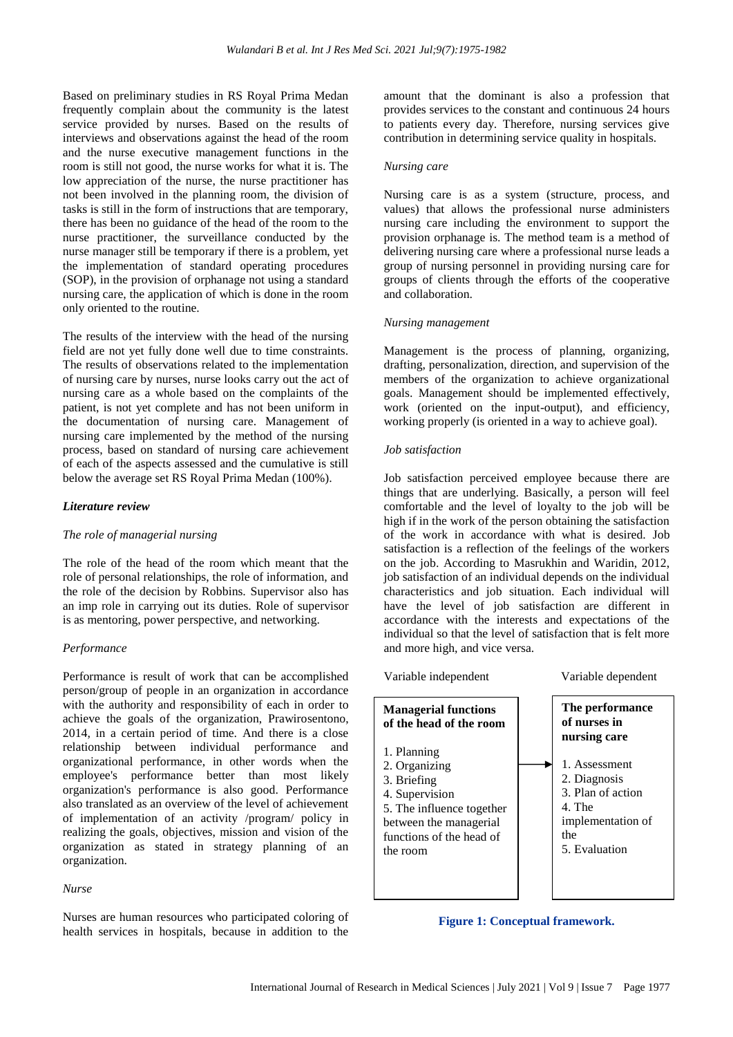Based on preliminary studies in RS Royal Prima Medan frequently complain about the community is the latest service provided by nurses. Based on the results of interviews and observations against the head of the room and the nurse executive management functions in the room is still not good, the nurse works for what it is. The low appreciation of the nurse, the nurse practitioner has not been involved in the planning room, the division of tasks is still in the form of instructions that are temporary, there has been no guidance of the head of the room to the nurse practitioner, the surveillance conducted by the nurse manager still be temporary if there is a problem, yet the implementation of standard operating procedures (SOP), in the provision of orphanage not using a standard nursing care, the application of which is done in the room only oriented to the routine.

The results of the interview with the head of the nursing field are not yet fully done well due to time constraints. The results of observations related to the implementation of nursing care by nurses, nurse looks carry out the act of nursing care as a whole based on the complaints of the patient, is not yet complete and has not been uniform in the documentation of nursing care. Management of nursing care implemented by the method of the nursing process, based on standard of nursing care achievement of each of the aspects assessed and the cumulative is still below the average set RS Royal Prima Medan (100%).

### *Literature review*

#### *The role of managerial nursing*

The role of the head of the room which meant that the role of personal relationships, the role of information, and the role of the decision by Robbins. Supervisor also has an imp role in carrying out its duties. Role of supervisor is as mentoring, power perspective, and networking.

#### *Performance*

Performance is result of work that can be accomplished person/group of people in an organization in accordance with the authority and responsibility of each in order to achieve the goals of the organization, Prawirosentono, 2014, in a certain period of time. And there is a close relationship between individual performance and organizational performance, in other words when the employee's performance better than most likely organization's performance is also good. Performance also translated as an overview of the level of achievement of implementation of an activity /program/ policy in realizing the goals, objectives, mission and vision of the organization as stated in strategy planning of an organization.

#### *Nurse*

Nurses are human resources who participated coloring of health services in hospitals, because in addition to the amount that the dominant is also a profession that provides services to the constant and continuous 24 hours to patients every day. Therefore, nursing services give contribution in determining service quality in hospitals.

#### *Nursing care*

Nursing care is as a system (structure, process, and values) that allows the professional nurse administers nursing care including the environment to support the provision orphanage is. The method team is a method of delivering nursing care where a professional nurse leads a group of nursing personnel in providing nursing care for groups of clients through the efforts of the cooperative and collaboration.

#### *Nursing management*

Management is the process of planning, organizing, drafting, personalization, direction, and supervision of the members of the organization to achieve organizational goals. Management should be implemented effectively, work (oriented on the input-output), and efficiency, working properly (is oriented in a way to achieve goal).

#### *Job satisfaction*

Job satisfaction perceived employee because there are things that are underlying. Basically, a person will feel comfortable and the level of loyalty to the job will be high if in the work of the person obtaining the satisfaction of the work in accordance with what is desired. Job satisfaction is a reflection of the feelings of the workers on the job. According to Masrukhin and Waridin, 2012, job satisfaction of an individual depends on the individual characteristics and job situation. Each individual will have the level of job satisfaction are different in accordance with the interests and expectations of the individual so that the level of satisfaction that is felt more and more high, and vice versa.

| Variable independent | | Variable dependent |
|---|---|---|
| **Managerial functions of the head of the room**<br>1. Planning<br>2. Organizing<br>3. Briefing<br>4. Supervision<br>5. The influence together between the managerial functions of the head of the room | → | **The performance of nurses in nursing care**<br>1. Assessment<br>2. Diagnosis<br>3. Plan of action<br>4. The implementation of the<br>5. Evaluation |

**Figure 1: Conceptual framework.**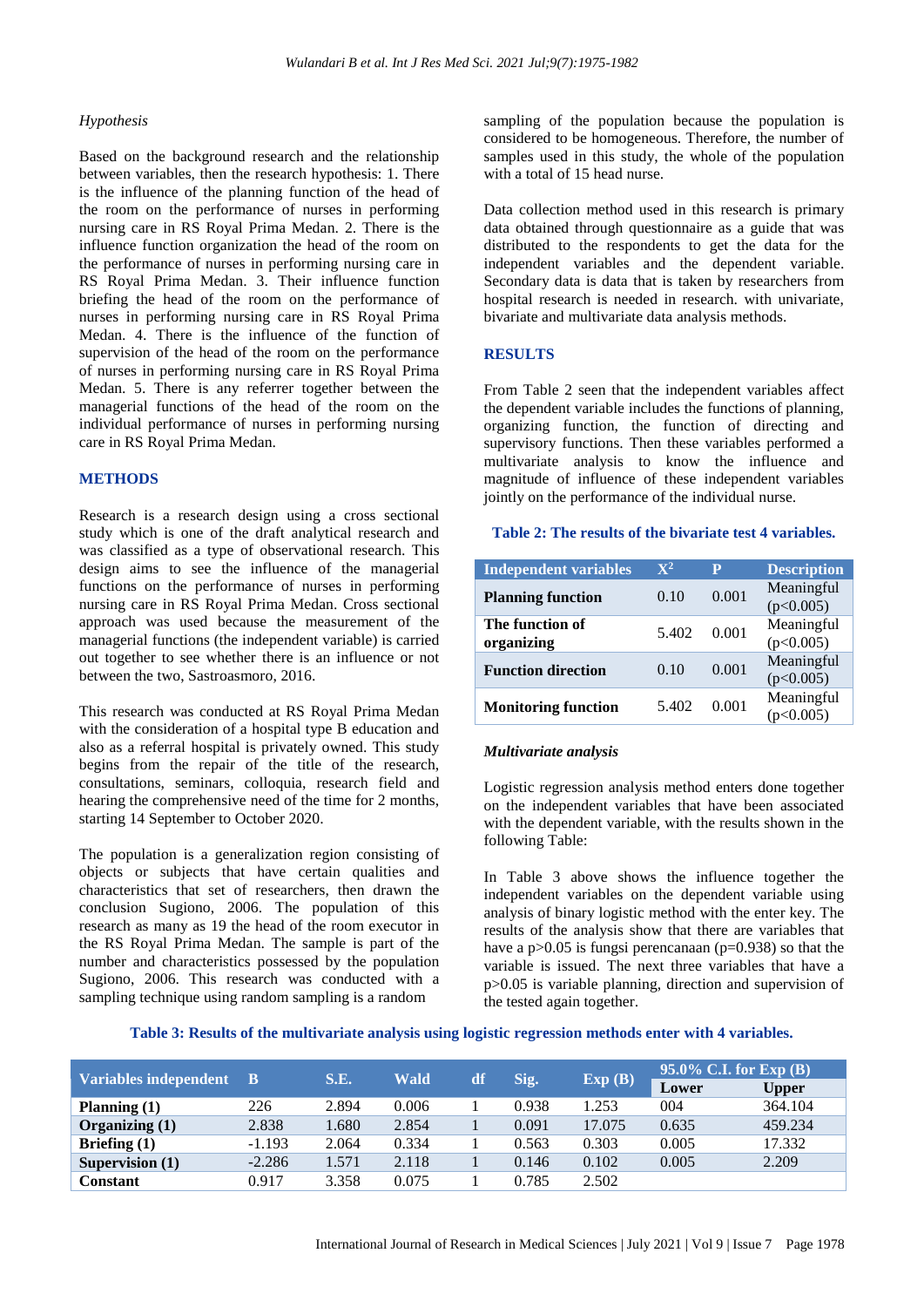*Hypothesis*

Based on the background research and the relationship between variables, then the research hypothesis: 1. There is the influence of the planning function of the head of the room on the performance of nurses in performing nursing care in RS Royal Prima Medan. 2. There is the influence function organization the head of the room on the performance of nurses in performing nursing care in RS Royal Prima Medan. 3. Their influence function briefing the head of the room on the performance of nurses in performing nursing care in RS Royal Prima Medan. 4. There is the influence of the function of supervision of the head of the room on the performance of nurses in performing nursing care in RS Royal Prima Medan. 5. There is any referrer together between the managerial functions of the head of the room on the individual performance of nurses in performing nursing care in RS Royal Prima Medan.

## METHODS

Research is a research design using a cross sectional study which is one of the draft analytical research and was classified as a type of observational research. This design aims to see the influence of the managerial functions on the performance of nurses in performing nursing care in RS Royal Prima Medan. Cross sectional approach was used because the measurement of the managerial functions (the independent variable) is carried out together to see whether there is an influence or not between the two, Sastroasmoro, 2016.

This research was conducted at RS Royal Prima Medan with the consideration of a hospital type B education and also as a referral hospital is privately owned. This study begins from the repair of the title of the research, consultations, seminars, colloquia, research field and hearing the comprehensive need of the time for 2 months, starting 14 September to October 2020.

The population is a generalization region consisting of objects or subjects that have certain qualities and characteristics that set of researchers, then drawn the conclusion Sugiono, 2006. The population of this research as many as 19 the head of the room executor in the RS Royal Prima Medan. The sample is part of the number and characteristics possessed by the population Sugiono, 2006. This research was conducted with a sampling technique using random sampling is a random sampling of the population because the population is considered to be homogeneous. Therefore, the number of samples used in this study, the whole of the population with a total of 15 head nurse.

Data collection method used in this research is primary data obtained through questionnaire as a guide that was distributed to the respondents to get the data for the independent variables and the dependent variable. Secondary data is data that is taken by researchers from hospital research is needed in research. with univariate, bivariate and multivariate data analysis methods.

## RESULTS

From Table 2 seen that the independent variables affect the dependent variable includes the functions of planning, organizing function, the function of directing and supervisory functions. Then these variables performed a multivariate analysis to know the influence and magnitude of influence of these independent variables jointly on the performance of the individual nurse.

**Table 2: The results of the bivariate test 4 variables.**

| Independent variables | $X^2$ | P | Description |
|---|---|---|---|
| **Planning function** | 0.10 | 0.001 | Meaningful ($p<0.005$) |
| **The function of organizing** | 5.402 | 0.001 | Meaningful ($p<0.005$) |
| **Function direction** | 0.10 | 0.001 | Meaningful ($p<0.005$) |
| **Monitoring function** | 5.402 | 0.001 | Meaningful ($p<0.005$) |

***Multivariate analysis***

Logistic regression analysis method enters done together on the independent variables that have been associated with the dependent variable, with the results shown in the following Table:

In Table 3 above shows the influence together the independent variables on the dependent variable using analysis of binary logistic method with the enter key. The results of the analysis show that there are variables that have a p>0.05 is fungsi perencanaan (p=0.938) so that the variable is issued. The next three variables that have a p>0.05 is variable planning, direction and supervision of the tested again together.

**Table 3: Results of the multivariate analysis using logistic regression methods enter with 4 variables.**

| Variables independent | B | S.E. | Wald | df | Sig. | Exp (B) | 95.0% C.I. for Exp (B) | |
|---|---|---|---|---|---|---|---|---|
| | | | | | | | Lower | Upper |
| **Planning (1)** | 226 | 2.894 | 0.006 | 1 | 0.938 | 1.253 | 004 | 364.104 |
| **Organizing (1)** | 2.838 | 1.680 | 2.854 | 1 | 0.091 | 17.075 | 0.635 | 459.234 |
| **Briefing (1)** | -1.193 | 2.064 | 0.334 | 1 | 0.563 | 0.303 | 0.005 | 17.332 |
| **Supervision (1)** | -2.286 | 1.571 | 2.118 | 1 | 0.146 | 0.102 | 0.005 | 2.209 |
| **Constant** | 0.917 | 3.358 | 0.075 | 1 | 0.785 | 2.502 | | |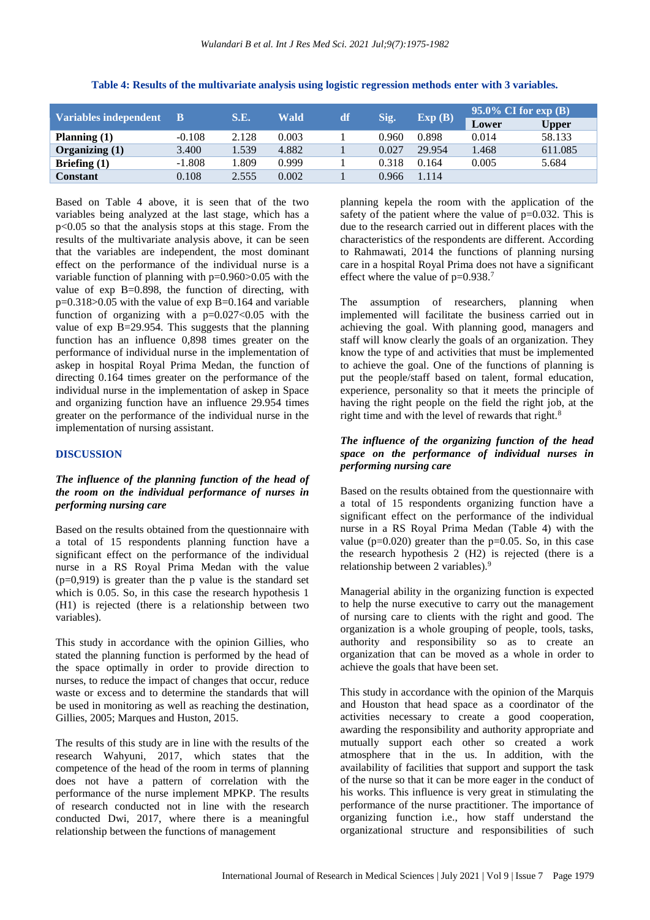**Table 4: Results of the multivariate analysis using logistic regression methods enter with 3 variables.**

| Variables independent | B | S.E. | Wald | df | Sig. | Exp (B) | 95.0% CI for exp (B) | |
|---|---|---|---|---|---|---|---|---|
| | | | | | | | Lower | Upper |
| **Planning (1)** | -0.108 | 2.128 | 0.003 | 1 | 0.960 | 0.898 | 0.014 | 58.133 |
| **Organizing (1)** | 3.400 | 1.539 | 4.882 | 1 | 0.027 | 29.954 | 1.468 | 611.085 |
| **Briefing (1)** | -1.808 | 1.809 | 0.999 | 1 | 0.318 | 0.164 | 0.005 | 5.684 |
| **Constant** | 0.108 | 2.555 | 0.002 | 1 | 0.966 | 1.114 | | |

Based on Table 4 above, it is seen that of the two variables being analyzed at the last stage, which has a p<0.05 so that the analysis stops at this stage. From the results of the multivariate analysis above, it can be seen that the variables are independent, the most dominant effect on the performance of the individual nurse is a variable function of planning with p=0.960>0.05 with the value of exp B=0.898, the function of directing, with p=0.318>0.05 with the value of exp B=0.164 and variable function of organizing with a p=0.027<0.05 with the value of exp B=29.954. This suggests that the planning function has an influence 0,898 times greater on the performance of individual nurse in the implementation of askep in hospital Royal Prima Medan, the function of directing 0.164 times greater on the performance of the individual nurse in the implementation of askep in Space and organizing function have an influence 29.954 times greater on the performance of the individual nurse in the implementation of nursing assistant.

## DISCUSSION

### *The influence of the planning function of the head of the room on the individual performance of nurses in performing nursing care*

Based on the results obtained from the questionnaire with a total of 15 respondents planning function have a significant effect on the performance of the individual nurse in a RS Royal Prima Medan with the value (p=0,919) is greater than the p value is the standard set which is 0.05. So, in this case the research hypothesis 1 (H1) is rejected (there is a relationship between two variables).

This study in accordance with the opinion Gillies, who stated the planning function is performed by the head of the space optimally in order to provide direction to nurses, to reduce the impact of changes that occur, reduce waste or excess and to determine the standards that will be used in monitoring as well as reaching the destination, Gillies, 2005; Marques and Huston, 2015.

The results of this study are in line with the results of the research Wahyuni, 2017, which states that the competence of the head of the room in terms of planning does not have a pattern of correlation with the performance of the nurse implement MPKP. The results of research conducted not in line with the research conducted Dwi, 2017, where there is a meaningful relationship between the functions of management planning kepela the room with the application of the safety of the patient where the value of p=0.032. This is due to the research carried out in different places with the characteristics of the respondents are different. According to Rahmawati, 2014 the functions of planning nursing care in a hospital Royal Prima does not have a significant effect where the value of p=0.938.[7]

The assumption of researchers, planning when implemented will facilitate the business carried out in achieving the goal. With planning good, managers and staff will know clearly the goals of an organization. They know the type of and activities that must be implemented to achieve the goal. One of the functions of planning is put the people/staff based on talent, formal education, experience, personality so that it meets the principle of having the right people on the field the right job, at the right time and with the level of rewards that right.[8]

### *The influence of the organizing function of the head space on the performance of individual nurses in performing nursing care*

Based on the results obtained from the questionnaire with a total of 15 respondents organizing function have a significant effect on the performance of the individual nurse in a RS Royal Prima Medan (Table 4) with the value (p=0.020) greater than the p=0.05. So, in this case the research hypothesis 2 (H2) is rejected (there is a relationship between 2 variables).[9]

Managerial ability in the organizing function is expected to help the nurse executive to carry out the management of nursing care to clients with the right and good. The organization is a whole grouping of people, tools, tasks, authority and responsibility so as to create an organization that can be moved as a whole in order to achieve the goals that have been set.

This study in accordance with the opinion of the Marquis and Houston that head space as a coordinator of the activities necessary to create a good cooperation, awarding the responsibility and authority appropriate and mutually support each other so created a work atmosphere that in the us. In addition, with the availability of facilities that support and support the task of the nurse so that it can be more eager in the conduct of his works. This influence is very great in stimulating the performance of the nurse practitioner. The importance of organizing function i.e., how staff understand the organizational structure and responsibilities of such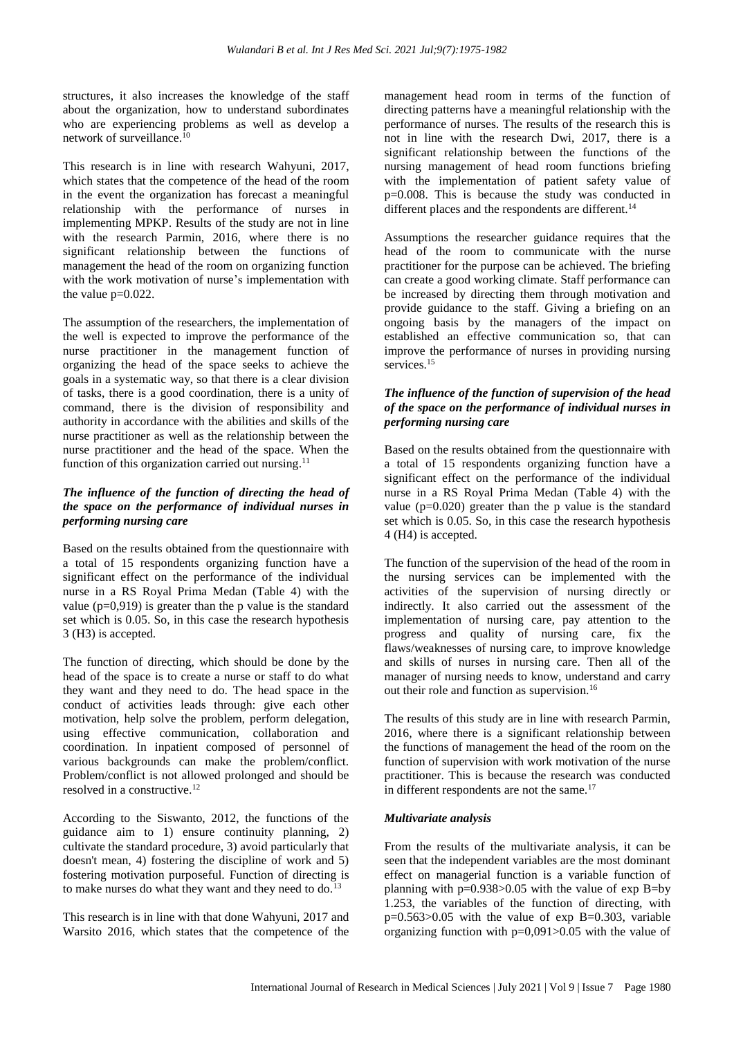structures, it also increases the knowledge of the staff about the organization, how to understand subordinates who are experiencing problems as well as develop a network of surveillance.[10]

This research is in line with research Wahyuni, 2017, which states that the competence of the head of the room in the event the organization has forecast a meaningful relationship with the performance of nurses in implementing MPKP. Results of the study are not in line with the research Parmin, 2016, where there is no significant relationship between the functions of management the head of the room on organizing function with the work motivation of nurse's implementation with the value p=0.022.

The assumption of the researchers, the implementation of the well is expected to improve the performance of the nurse practitioner in the management function of organizing the head of the space seeks to achieve the goals in a systematic way, so that there is a clear division of tasks, there is a good coordination, there is a unity of command, there is the division of responsibility and authority in accordance with the abilities and skills of the nurse practitioner as well as the relationship between the nurse practitioner and the head of the space. When the function of this organization carried out nursing.[11]

### *The influence of the function of directing the head of the space on the performance of individual nurses in performing nursing care*

Based on the results obtained from the questionnaire with a total of 15 respondents organizing function have a significant effect on the performance of the individual nurse in a RS Royal Prima Medan (Table 4) with the value (p=0,919) is greater than the p value is the standard set which is 0.05. So, in this case the research hypothesis 3 (H3) is accepted.

The function of directing, which should be done by the head of the space is to create a nurse or staff to do what they want and they need to do. The head space in the conduct of activities leads through: give each other motivation, help solve the problem, perform delegation, using effective communication, collaboration and coordination. In inpatient composed of personnel of various backgrounds can make the problem/conflict. Problem/conflict is not allowed prolonged and should be resolved in a constructive.[12]

According to the Siswanto, 2012, the functions of the guidance aim to 1) ensure continuity planning, 2) cultivate the standard procedure, 3) avoid particularly that doesn't mean, 4) fostering the discipline of work and 5) fostering motivation purposeful. Function of directing is to make nurses do what they want and they need to do.[13]

This research is in line with that done Wahyuni, 2017 and Warsito 2016, which states that the competence of the management head room in terms of the function of directing patterns have a meaningful relationship with the performance of nurses. The results of the research this is not in line with the research Dwi, 2017, there is a significant relationship between the functions of the nursing management of head room functions briefing with the implementation of patient safety value of p=0.008. This is because the study was conducted in different places and the respondents are different.[14]

Assumptions the researcher guidance requires that the head of the room to communicate with the nurse practitioner for the purpose can be achieved. The briefing can create a good working climate. Staff performance can be increased by directing them through motivation and provide guidance to the staff. Giving a briefing on an ongoing basis by the managers of the impact on established an effective communication so, that can improve the performance of nurses in providing nursing services.[15]

### *The influence of the function of supervision of the head of the space on the performance of individual nurses in performing nursing care*

Based on the results obtained from the questionnaire with a total of 15 respondents organizing function have a significant effect on the performance of the individual nurse in a RS Royal Prima Medan (Table 4) with the value (p=0.020) greater than the p value is the standard set which is 0.05. So, in this case the research hypothesis 4 (H4) is accepted.

The function of the supervision of the head of the room in the nursing services can be implemented with the activities of the supervision of nursing directly or indirectly. It also carried out the assessment of the implementation of nursing care, pay attention to the progress and quality of nursing care, fix the flaws/weaknesses of nursing care, to improve knowledge and skills of nurses in nursing care. Then all of the manager of nursing needs to know, understand and carry out their role and function as supervision.[16]

The results of this study are in line with research Parmin, 2016, where there is a significant relationship between the functions of management the head of the room on the function of supervision with work motivation of the nurse practitioner. This is because the research was conducted in different respondents are not the same.[17]

### *Multivariate analysis*

From the results of the multivariate analysis, it can be seen that the independent variables are the most dominant effect on managerial function is a variable function of planning with p=0.938>0.05 with the value of exp B=by 1.253, the variables of the function of directing, with p=0.563>0.05 with the value of exp B=0.303, variable organizing function with p=0,091>0.05 with the value of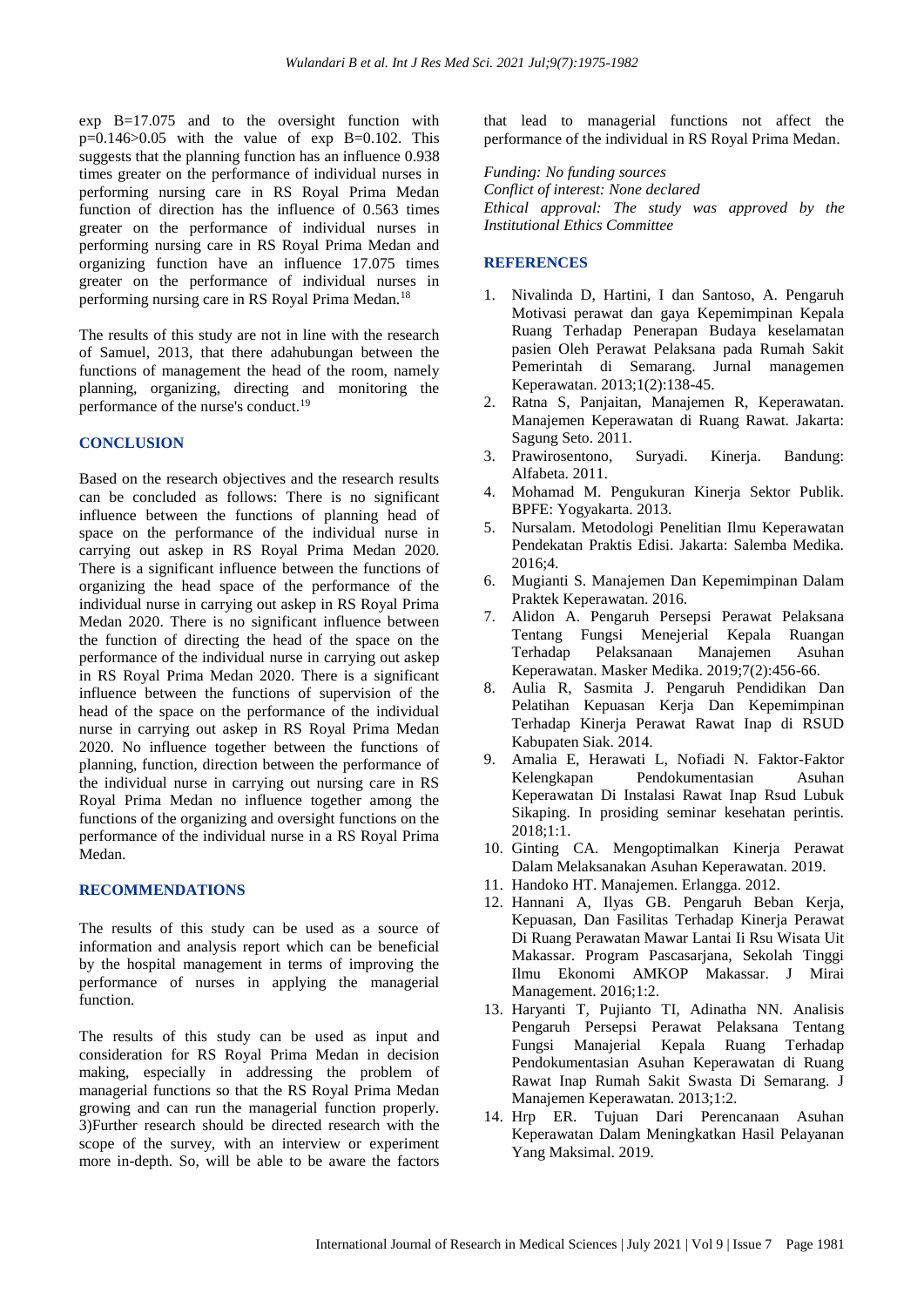exp B=17.075 and to the oversight function with p=0.146>0.05 with the value of exp B=0.102. This suggests that the planning function has an influence 0.938 times greater on the performance of individual nurses in performing nursing care in RS Royal Prima Medan function of direction has the influence of 0.563 times greater on the performance of individual nurses in performing nursing care in RS Royal Prima Medan and organizing function have an influence 17.075 times greater on the performance of individual nurses in performing nursing care in RS Royal Prima Medan.[18]

The results of this study are not in line with the research of Samuel, 2013, that there adahubungan between the functions of management the head of the room, namely planning, organizing, directing and monitoring the performance of the nurse's conduct.[19]

## CONCLUSION

Based on the research objectives and the research results can be concluded as follows: There is no significant influence between the functions of planning head of space on the performance of the individual nurse in carrying out askep in RS Royal Prima Medan 2020. There is a significant influence between the functions of organizing the head space of the performance of the individual nurse in carrying out askep in RS Royal Prima Medan 2020. There is no significant influence between the function of directing the head of the space on the performance of the individual nurse in carrying out askep in RS Royal Prima Medan 2020. There is a significant influence between the functions of supervision of the head of the space on the performance of the individual nurse in carrying out askep in RS Royal Prima Medan 2020. No influence together between the functions of planning, function, direction between the performance of the individual nurse in carrying out nursing care in RS Royal Prima Medan no influence together among the functions of the organizing and oversight functions on the performance of the individual nurse in a RS Royal Prima Medan.

## RECOMMENDATIONS

The results of this study can be used as a source of information and analysis report which can be beneficial by the hospital management in terms of improving the performance of nurses in applying the managerial function.

The results of this study can be used as input and consideration for RS Royal Prima Medan in decision making, especially in addressing the problem of managerial functions so that the RS Royal Prima Medan growing and can run the managerial function properly. 3)Further research should be directed research with the scope of the survey, with an interview or experiment more in-depth. So, will be able to be aware the factors that lead to managerial functions not affect the performance of the individual in RS Royal Prima Medan.

*Funding: No funding sources*
*Conflict of interest: None declared*
*Ethical approval: The study was approved by the Institutional Ethics Committee*

## REFERENCES

1. Nivalinda D, Hartini, I dan Santoso, A. Pengaruh Motivasi perawat dan gaya Kepemimpinan Kepala Ruang Terhadap Penerapan Budaya keselamatan pasien Oleh Perawat Pelaksana pada Rumah Sakit Pemerintah di Semarang. Jurnal managemen Keperawatan. 2013;1(2):138-45.
2. Ratna S, Panjaitan, Manajemen R, Keperawatan. Manajemen Keperawatan di Ruang Rawat. Jakarta: Sagung Seto. 2011.
3. Prawirosentono, Suryadi. Kinerja. Bandung: Alfabeta. 2011.
4. Mohamad M. Pengukuran Kinerja Sektor Publik. BPFE: Yogyakarta. 2013.
5. Nursalam. Metodologi Penelitian Ilmu Keperawatan Pendekatan Praktis Edisi. Jakarta: Salemba Medika. 2016;4.
6. Mugianti S. Manajemen Dan Kepemimpinan Dalam Praktek Keperawatan. 2016.
7. Alidon A. Pengaruh Persepsi Perawat Pelaksana Tentang Fungsi Menejerial Kepala Ruangan Terhadap Pelaksanaan Manajemen Asuhan Keperawatan. Masker Medika. 2019;7(2):456-66.
8. Aulia R, Sasmita J. Pengaruh Pendidikan Dan Pelatihan Kepuasan Kerja Dan Kepemimpinan Terhadap Kinerja Perawat Rawat Inap di RSUD Kabupaten Siak. 2014.
9. Amalia E, Herawati L, Nofiadi N. Faktor-Faktor Kelengkapan Pendokumentasian Asuhan Keperawatan Di Instalasi Rawat Inap Rsud Lubuk Sikaping. In prosiding seminar kesehatan perintis. 2018;1:1.
10. Ginting CA. Mengoptimalkan Kinerja Perawat Dalam Melaksanakan Asuhan Keperawatan. 2019.
11. Handoko HT. Manajemen. Erlangga. 2012.
12. Hannani A, Ilyas GB. Pengaruh Beban Kerja, Kepuasan, Dan Fasilitas Terhadap Kinerja Perawat Di Ruang Perawatan Mawar Lantai Ii Rsu Wisata Uit Makassar. Program Pascasarjana, Sekolah Tinggi Ilmu Ekonomi AMKOP Makassar. J Mirai Management. 2016;1:2.
13. Haryanti T, Pujianto TI, Adinatha NN. Analisis Pengaruh Persepsi Perawat Pelaksana Tentang Fungsi Manajerial Kepala Ruang Terhadap Pendokumentasian Asuhan Keperawatan di Ruang Rawat Inap Rumah Sakit Swasta Di Semarang. J Manajemen Keperawatan. 2013;1:2.
14. Hrp ER. Tujuan Dari Perencanaan Asuhan Keperawatan Dalam Meningkatkan Hasil Pelayanan Yang Maksimal. 2019.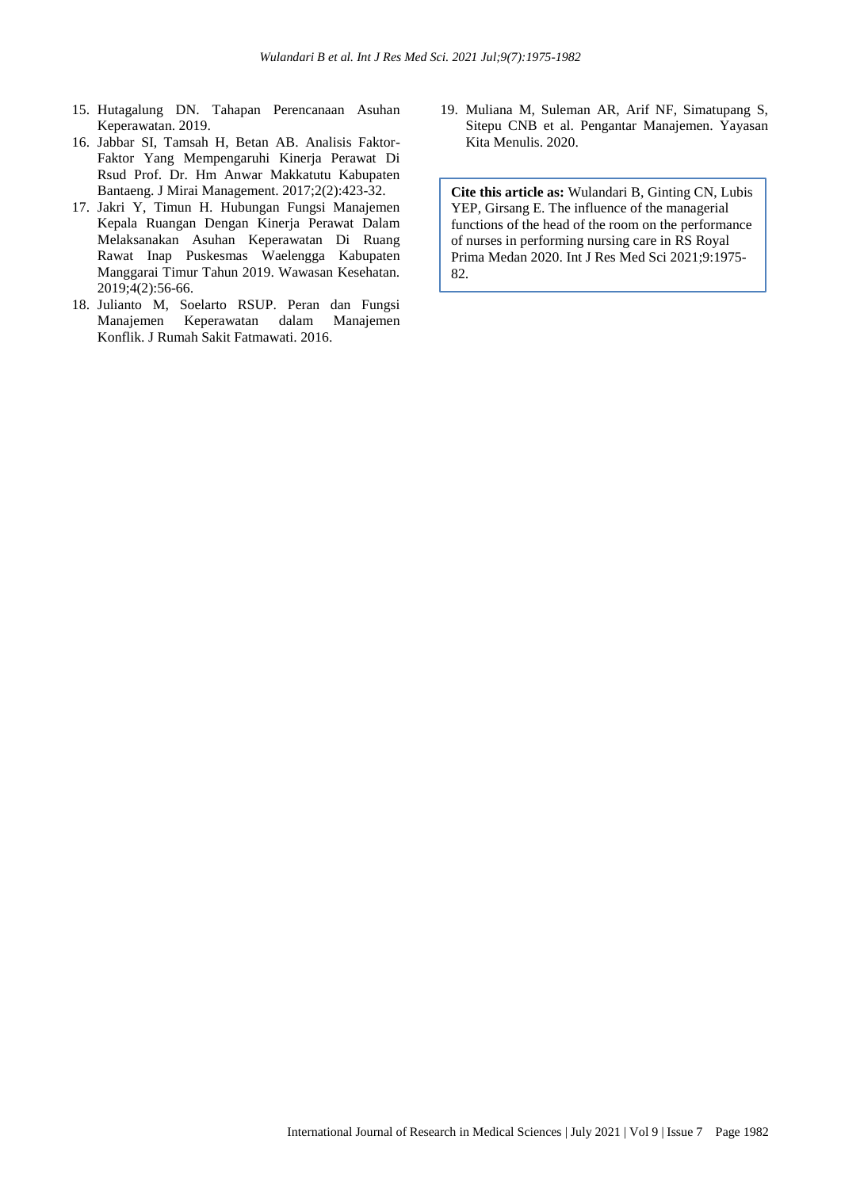15. Hutagalung DN. Tahapan Perencanaan Asuhan Keperawatan. 2019.
16. Jabbar SI, Tamsah H, Betan AB. Analisis Faktor-Faktor Yang Mempengaruhi Kinerja Perawat Di Rsud Prof. Dr. Hm Anwar Makkatutu Kabupaten Bantaeng. J Mirai Management. 2017;2(2):423-32.
17. Jakri Y, Timun H. Hubungan Fungsi Manajemen Kepala Ruangan Dengan Kinerja Perawat Dalam Melaksanakan Asuhan Keperawatan Di Ruang Rawat Inap Puskesmas Waelengga Kabupaten Manggarai Timur Tahun 2019. Wawasan Kesehatan. 2019;4(2):56-66.
18. Julianto M, Soelarto RSUP. Peran dan Fungsi Manajemen Keperawatan dalam Manajemen Konflik. J Rumah Sakit Fatmawati. 2016.
19. Muliana M, Suleman AR, Arif NF, Simatupang S, Sitepu CNB et al. Pengantar Manajemen. Yayasan Kita Menulis. 2020.

**Cite this article as:** Wulandari B, Ginting CN, Lubis YEP, Girsang E. The influence of the managerial functions of the head of the room on the performance of nurses in performing nursing care in RS Royal Prima Medan 2020. Int J Res Med Sci 2021;9:1975-82.